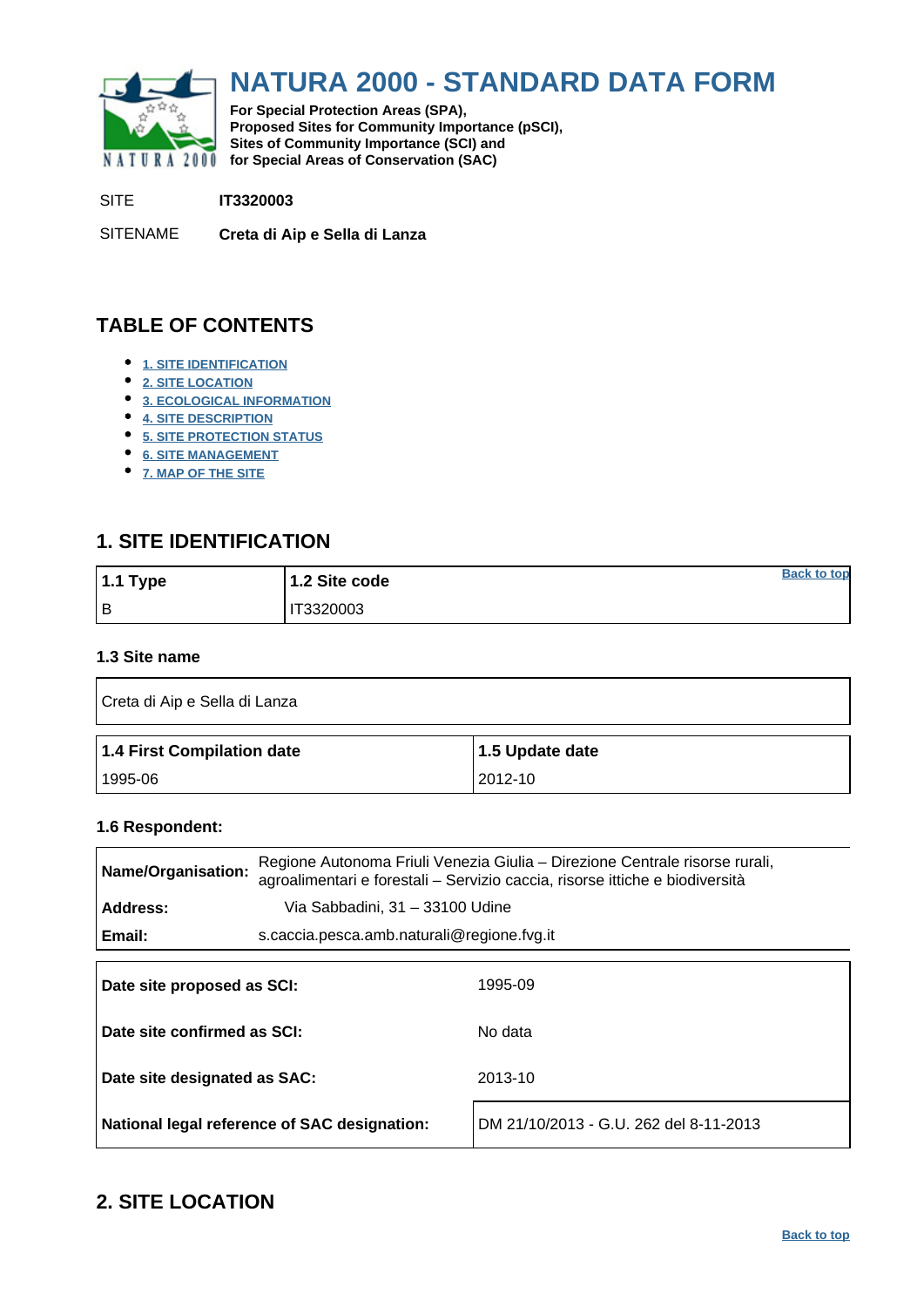# NATURA 2000 - STANDARD DATA FORM

**For Special Protection Areas (SPA), Proposed Sites for Community Importance (pSCI), Sites of Community Importance (SCI) and for Special Areas of Conservation (SAC)**

SITE **IT3320003**

SITENAME **Creta di Aip e Sella di Lanza**

## TABLE OF CONTENTS

- 1. SITE IDENTIFICATION
- 2. SITE LOCATION
- 3. ECOLOGICAL INFORMATION
- 4. SITE DESCRIPTION
- 5. SITE PROTECTION STATUS
- 6. SITE MANAGEMENT
- 7. MAP OF THE SITE

## 1. SITE IDENTIFICATION

| 1.1 Type | 1.2 Site code |
|---|---|
| B | IT3320003 |

### 1.3 Site name

| Creta di Aip e Sella di Lanza |
|---|

| 1.4 First Compilation date | 1.5 Update date |
|---|---|
| 1995-06 | 2012-10 |

### 1.6 Respondent:

| | |
|---|---|
| **Name/Organisation:** | Regione Autonoma Friuli Venezia Giulia – Direzione Centrale risorse rurali, agroalimentari e forestali – Servizio caccia, risorse ittiche e biodiversità |
| **Address:** | Via Sabbadini, 31 – 33100 Udine |
| **Email:** | s.caccia.pesca.amb.naturali@regione.fvg.it |

| | |
|---|---|
| **Date site proposed as SCI:** | 1995-09 |
| **Date site confirmed as SCI:** | No data |
| **Date site designated as SAC:** | 2013-10 |
| **National legal reference of SAC designation:** | DM 21/10/2013 - G.U. 262 del 8-11-2013 |

## 2. SITE LOCATION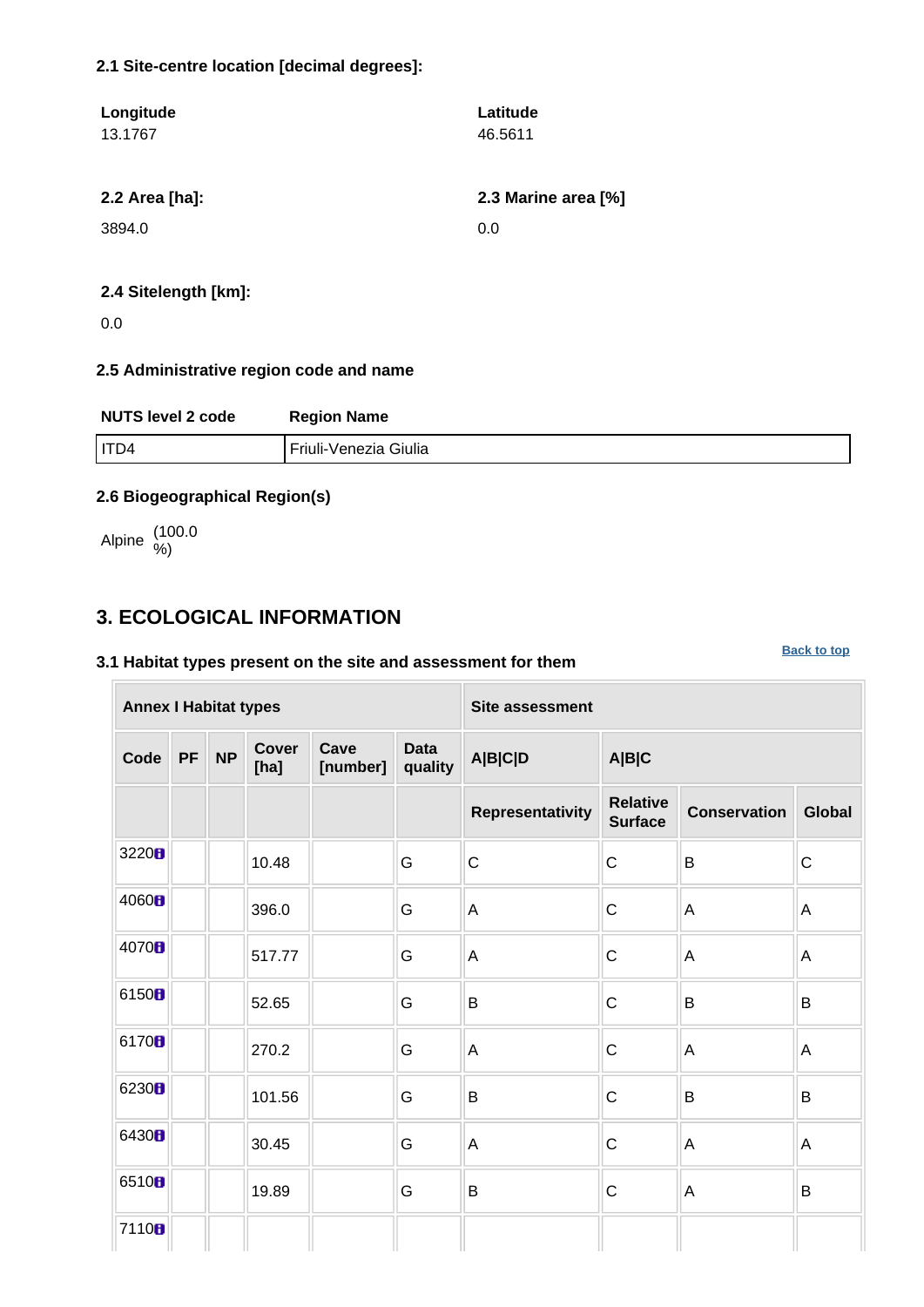### 2.1 Site-centre location [decimal degrees]:

| Longitude | Latitude |
|---|---|
| 13.1767 | 46.5611 |

| 2.2 Area [ha]: | 2.3 Marine area [%] |
|---|---|
| 3894.0 | 0.0 |

**2.4 Sitelength [km]:**

0.0

### 2.5 Administrative region code and name

| NUTS level 2 code | Region Name |
|---|---|
| ITD4 | Friuli-Venezia Giulia |

### 2.6 Biogeographical Region(s)

Alpine (100.0 %)

## 3. ECOLOGICAL INFORMATION

Back to top

### 3.1 Habitat types present on the site and assessment for them

| Annex I Habitat types | | | | | | Site assessment | | | |
|---|---|---|---|---|---|---|---|---|---|
| Code | PF | NP | Cover [ha] | Cave [number] | Data quality | A\|B\|C\|D | A\|B\|C | | |
| | | | | | | Representativity | Relative Surface | Conservation | Global |
| 3220 | | | 10.48 | | G | C | C | B | C |
| 4060 | | | 396.0 | | G | A | C | A | A |
| 4070 | | | 517.77 | | G | A | C | A | A |
| 6150 | | | 52.65 | | G | B | C | B | B |
| 6170 | | | 270.2 | | G | A | C | A | A |
| 6230 | | | 101.56 | | G | B | C | B | B |
| 6430 | | | 30.45 | | G | A | C | A | A |
| 6510 | | | 19.89 | | G | B | C | A | B |
| 7110 | | | | | | | | | |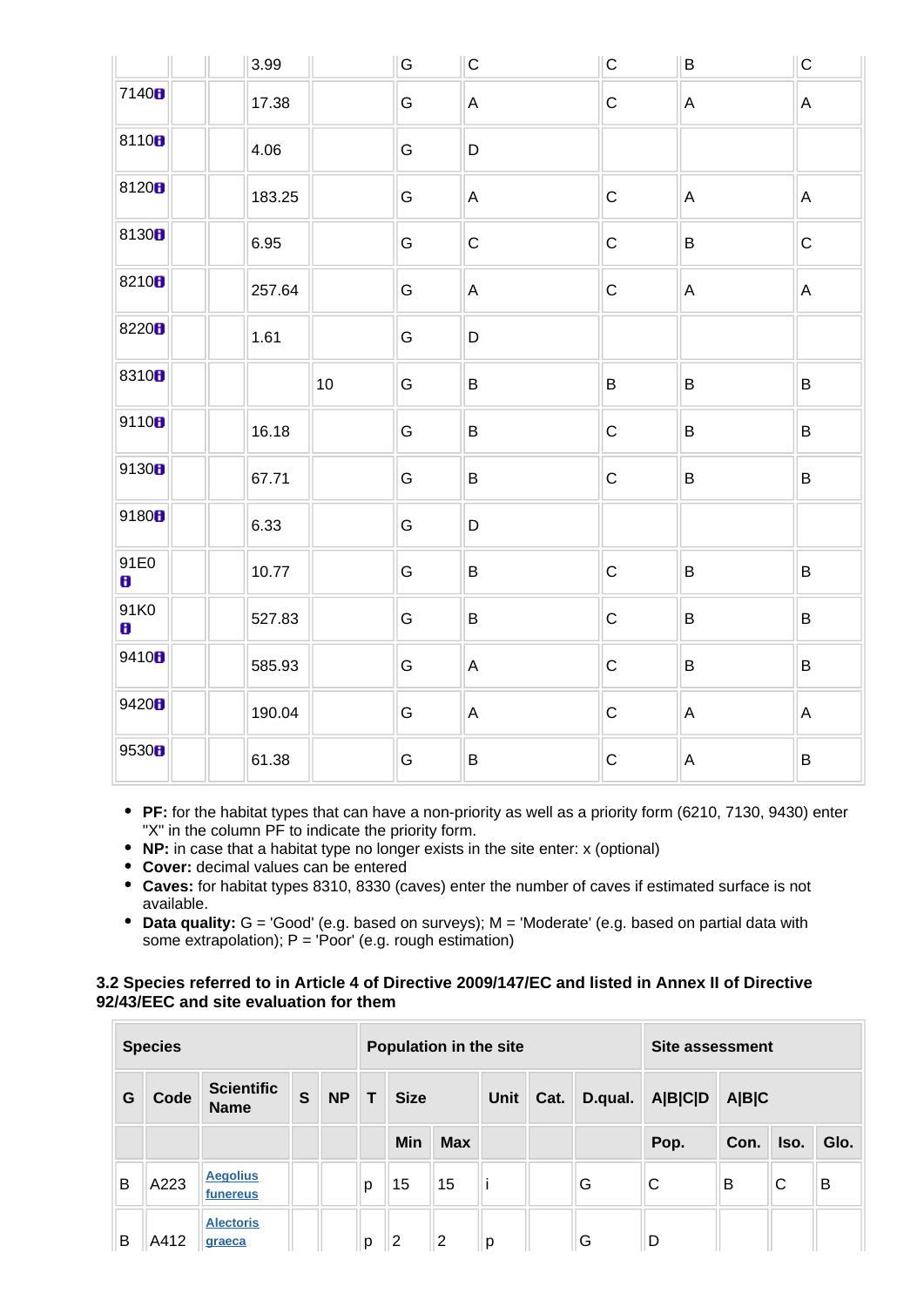| | | | | | | | | | |
|---|---|---|---|---|---|---|---|---|---|
| | | | 3.99 | | G | C | C | B | C |
| 7140 | | | 17.38 | | G | A | C | A | A |
| 8110 | | | 4.06 | | G | D | | | |
| 8120 | | | 183.25 | | G | A | C | A | A |
| 8130 | | | 6.95 | | G | C | C | B | C |
| 8210 | | | 257.64 | | G | A | C | A | A |
| 8220 | | | 1.61 | | G | D | | | |
| 8310 | | | | 10 | G | B | B | B | B |
| 9110 | | | 16.18 | | G | B | C | B | B |
| 9130 | | | 67.71 | | G | B | C | B | B |
| 9180 | | | 6.33 | | G | D | | | |
| 91E0 | | | 10.77 | | G | B | C | B | B |
| 91K0 | | | 527.83 | | G | B | C | B | B |
| 9410 | | | 585.93 | | G | A | C | B | B |
| 9420 | | | 190.04 | | G | A | C | A | A |
| 9530 | | | 61.38 | | G | B | C | A | B |

- **PF:** for the habitat types that can have a non-priority as well as a priority form (6210, 7130, 9430) enter "X" in the column PF to indicate the priority form.
- **NP:** in case that a habitat type no longer exists in the site enter: x (optional)
- **Cover:** decimal values can be entered
- **Caves:** for habitat types 8310, 8330 (caves) enter the number of caves if estimated surface is not available.
- **Data quality:** G = 'Good' (e.g. based on surveys); M = 'Moderate' (e.g. based on partial data with some extrapolation); P = 'Poor' (e.g. rough estimation)

### 3.2 Species referred to in Article 4 of Directive 2009/147/EC and listed in Annex II of Directive 92/43/EEC and site evaluation for them

| Species | | | | | Population in the site | | | | | | Site assessment | | | |
|---|---|---|---|---|---|---|---|---|---|---|---|---|---|---|
| G | Code | Scientific Name | S | NP | T | Size | | Unit | Cat. | D.qual. | A\|B\|C\|D | A\|B\|C | | |
| | | | | | | Min | Max | | | | Pop. | Con. | Iso. | Glo. |
| B | A223 | Aegolius funereus | | | p | 15 | 15 | i | | G | C | B | C | B |
| B | A412 | Alectoris graeca | | | p | 2 | 2 | p | | G | D | | | |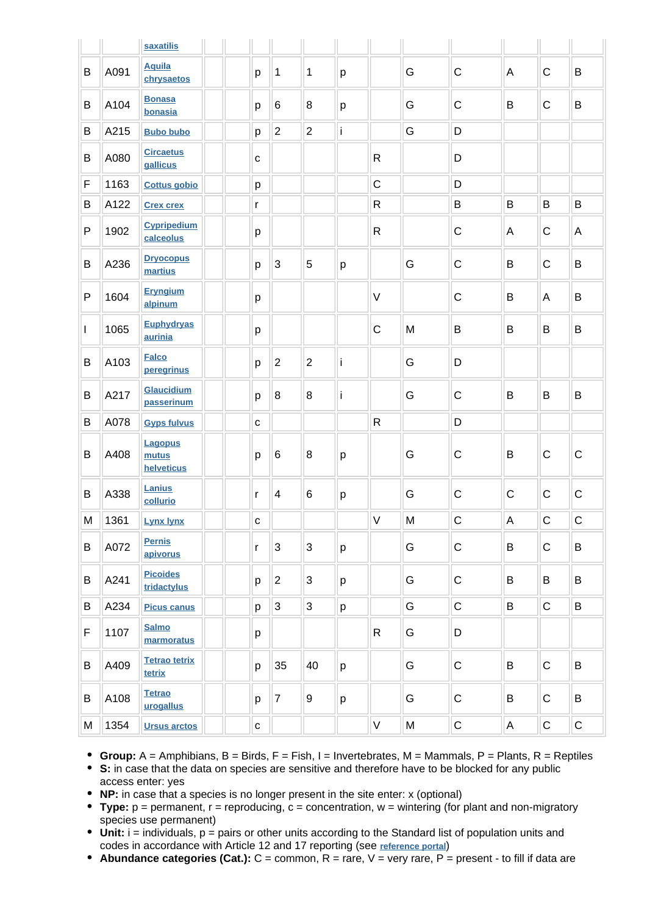| | | saxatilis | | | | | | | | | | | | |
|---|---|---|---|---|---|---|---|---|---|---|---|---|---|---|
| B | A091 | Aquila chrysaetos | | | p | 1 | 1 | p | | G | C | A | C | B |
| B | A104 | Bonasa bonasia | | | p | 6 | 8 | p | | G | C | B | C | B |
| B | A215 | Bubo bubo | | | p | 2 | 2 | i | | G | D | | | |
| B | A080 | Circaetus gallicus | | | c | | | | R | | D | | | |
| F | 1163 | Cottus gobio | | | p | | | | C | | D | | | |
| B | A122 | Crex crex | | | r | | | | R | | B | B | B | B |
| P | 1902 | Cypripedium calceolus | | | p | | | | R | | C | A | C | A |
| B | A236 | Dryocopus martius | | | p | 3 | 5 | p | | G | C | B | C | B |
| P | 1604 | Eryngium alpinum | | | p | | | | V | | C | B | A | B |
| I | 1065 | Euphydryas aurinia | | | p | | | | C | M | B | B | B | B |
| B | A103 | Falco peregrinus | | | p | 2 | 2 | i | | G | D | | | |
| B | A217 | Glaucidium passerinum | | | p | 8 | 8 | i | | G | C | B | B | B |
| B | A078 | Gyps fulvus | | | c | | | | R | | D | | | |
| B | A408 | Lagopus mutus helveticus | | | p | 6 | 8 | p | | G | C | B | C | C |
| B | A338 | Lanius collurio | | | r | 4 | 6 | p | | G | C | C | C | C |
| M | 1361 | Lynx lynx | | | c | | | | V | M | C | A | C | C |
| B | A072 | Pernis apivorus | | | r | 3 | 3 | p | | G | C | B | C | B |
| B | A241 | Picoides tridactylus | | | p | 2 | 3 | p | | G | C | B | B | B |
| B | A234 | Picus canus | | | p | 3 | 3 | p | | G | C | B | C | B |
| F | 1107 | Salmo marmoratus | | | p | | | | R | G | D | | | |
| B | A409 | Tetrao tetrix tetrix | | | p | 35 | 40 | p | | G | C | B | C | B |
| B | A108 | Tetrao urogallus | | | p | 7 | 9 | p | | G | C | B | C | B |
| M | 1354 | Ursus arctos | | | c | | | | V | M | C | A | C | C |

- **Group:** A = Amphibians, B = Birds, F = Fish, I = Invertebrates, M = Mammals, P = Plants, R = Reptiles
- **S:** in case that the data on species are sensitive and therefore have to be blocked for any public access enter: yes
- **NP:** in case that a species is no longer present in the site enter: x (optional)
- **Type:** p = permanent, r = reproducing, c = concentration, w = wintering (for plant and non-migratory species use permanent)
- **Unit:** i = individuals, p = pairs or other units according to the Standard list of population units and codes in accordance with Article 12 and 17 reporting (see reference portal)
- **Abundance categories (Cat.):** C = common, R = rare, V = very rare, P = present - to fill if data are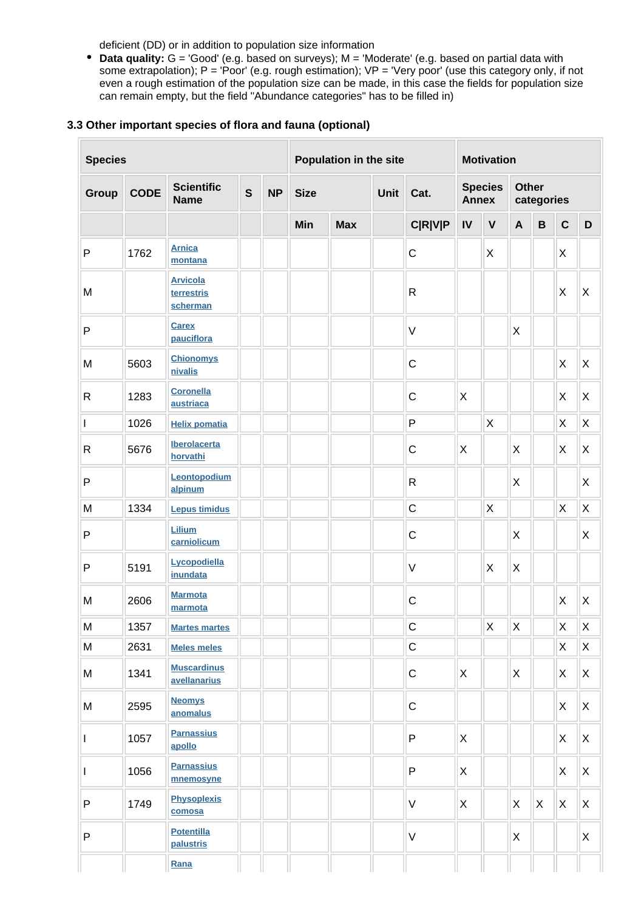deficient (DD) or in addition to population size information

- **Data quality:** G = 'Good' (e.g. based on surveys); M = 'Moderate' (e.g. based on partial data with some extrapolation); P = 'Poor' (e.g. rough estimation); VP = 'Very poor' (use this category only, if not even a rough estimation of the population size can be made, in this case the fields for population size can remain empty, but the field "Abundance categories" has to be filled in)

### 3.3 Other important species of flora and fauna (optional)

| Species | | | | | Population in the site | | | | Motivation | | | | | |
|---|---|---|---|---|---|---|---|---|---|---|---|---|---|---|
| Group | CODE | Scientific Name | S | NP | Size | | Unit | Cat. | Species Annex | | Other categories | | | |
| | | | | | Min | Max | | C\|R\|V\|P | IV | V | A | B | C | D |
| P | 1762 | Arnica montana | | | | | | C | | X | | | X | |
| M | | Arvicola terrestris scherman | | | | | | R | | | | | X | X |
| P | | Carex pauciflora | | | | | | V | | | X | | | |
| M | 5603 | Chionomys nivalis | | | | | | C | | | | | X | X |
| R | 1283 | Coronella austriaca | | | | | | C | X | | | | X | X |
| I | 1026 | Helix pomatia | | | | | | P | | X | | | X | X |
| R | 5676 | Iberolacerta horvathi | | | | | | C | X | | X | | X | X |
| P | | Leontopodium alpinum | | | | | | R | | | X | | | X |
| M | 1334 | Lepus timidus | | | | | | C | | X | | | X | X |
| P | | Lilium carniolicum | | | | | | C | | | X | | | X |
| P | 5191 | Lycopodiella inundata | | | | | | V | | X | X | | | |
| M | 2606 | Marmota marmota | | | | | | C | | | | | X | X |
| M | 1357 | Martes martes | | | | | | C | | X | X | | X | X |
| M | 2631 | Meles meles | | | | | | C | | | | | X | X |
| M | 1341 | Muscardinus avellanarius | | | | | | C | X | | X | | X | X |
| M | 2595 | Neomys anomalus | | | | | | C | | | | | X | X |
| I | 1057 | Parnassius apollo | | | | | | P | X | | | | X | X |
| I | 1056 | Parnassius mnemosyne | | | | | | P | X | | | | X | X |
| P | 1749 | Physoplexis comosa | | | | | | V | X | | X | X | X | X |
| P | | Potentilla palustris | | | | | | V | | | X | | | X |
| | | Rana | | | | | | | | | | | | |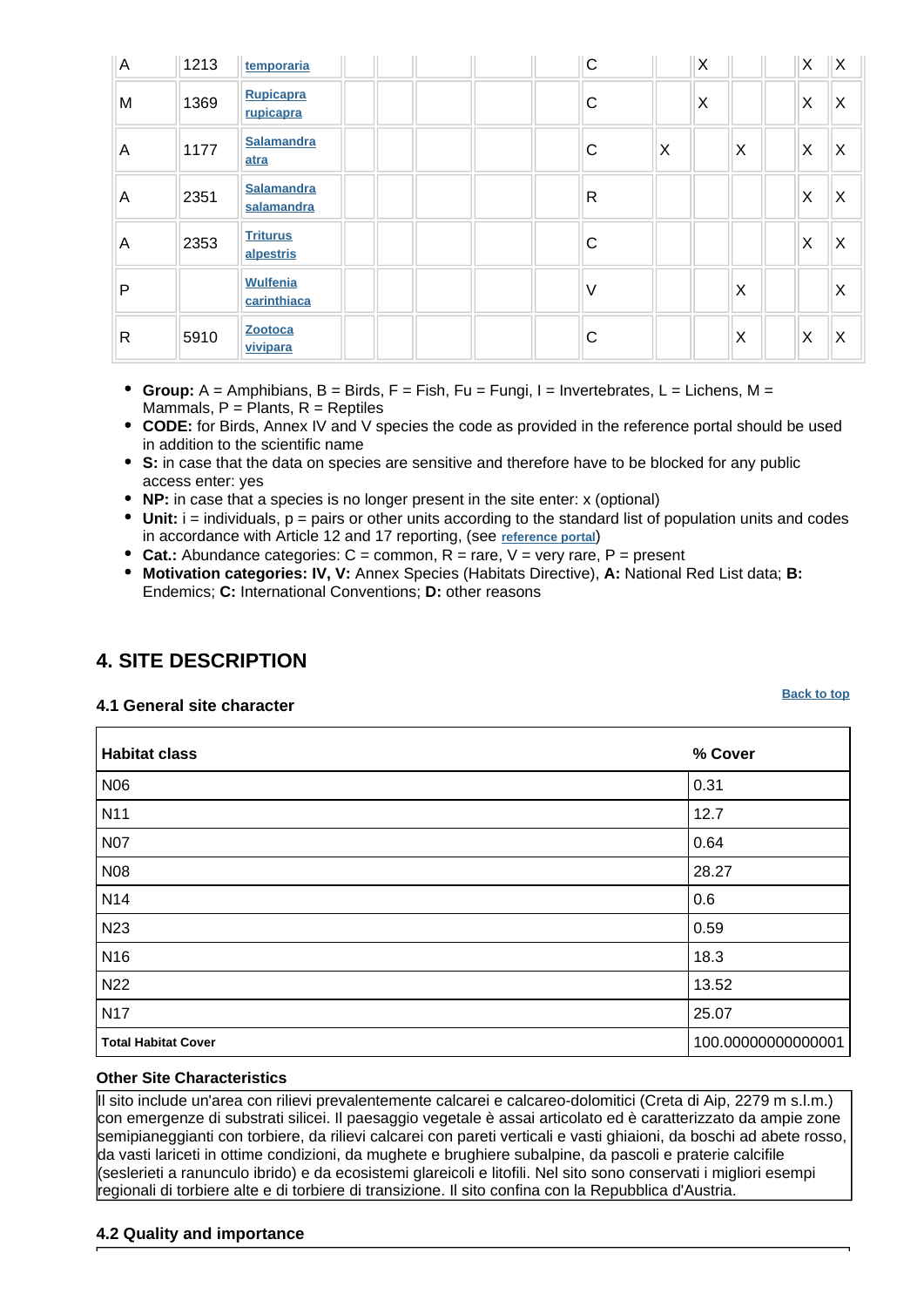| A | 1213 | temporaria | | | | | | C | | X | | | X | X |
|---|---|---|---|---|---|---|---|---|---|---|---|---|---|---|
| M | 1369 | Rupicapra rupicapra | | | | | | C | | X | | | X | X |
| A | 1177 | Salamandra atra | | | | | | C | X | | X | | X | X |
| A | 2351 | Salamandra salamandra | | | | | | R | | | | | X | X |
| A | 2353 | Triturus alpestris | | | | | | C | | | | | X | X |
| P | | Wulfenia carinthiaca | | | | | | V | | | X | | | X |
| R | 5910 | Zootoca vivipara | | | | | | C | | | X | | X | X |

- **Group:** A = Amphibians, B = Birds, F = Fish, Fu = Fungi, I = Invertebrates, L = Lichens, M = Mammals, P = Plants, R = Reptiles
- **CODE:** for Birds, Annex IV and V species the code as provided in the reference portal should be used in addition to the scientific name
- **S:** in case that the data on species are sensitive and therefore have to be blocked for any public access enter: yes
- **NP:** in case that a species is no longer present in the site enter: x (optional)
- **Unit:** i = individuals, p = pairs or other units according to the standard list of population units and codes in accordance with Article 12 and 17 reporting, (see reference portal)
- **Cat.:** Abundance categories: C = common, R = rare, V = very rare, P = present
- **Motivation categories: IV, V:** Annex Species (Habitats Directive), **A:** National Red List data; **B:** Endemics; **C:** International Conventions; **D:** other reasons

## 4. SITE DESCRIPTION

### 4.1 General site character

Back to top

| Habitat class | % Cover |
|---|---|
| N06 | 0.31 |
| N11 | 12.7 |
| N07 | 0.64 |
| N08 | 28.27 |
| N14 | 0.6 |
| N23 | 0.59 |
| N16 | 18.3 |
| N22 | 13.52 |
| N17 | 25.07 |
| **Total Habitat Cover** | 100.00000000000001 |

**Other Site Characteristics**

Il sito include un'area con rilievi prevalentemente calcarei e calcareo-dolomitici (Creta di Aip, 2279 m s.l.m.) con emergenze di substrati silicei. Il paesaggio vegetale è assai articolato ed è caratterizzato da ampie zone semipianeggianti con torbiere, da rilievi calcarei con pareti verticali e vasti ghiaioni, da boschi ad abete rosso, da vasti lariceti in ottime condizioni, da mughete e brughiere subalpine, da pascoli e praterie calcifile (seslerieti a ranuncolo ibrido) e da ecosistemi glareicoli e litofili. Nel sito sono conservati i migliori esempi regionali di torbiere alte e di torbiere di transizione. Il sito confina con la Repubblica d'Austria.

### 4.2 Quality and importance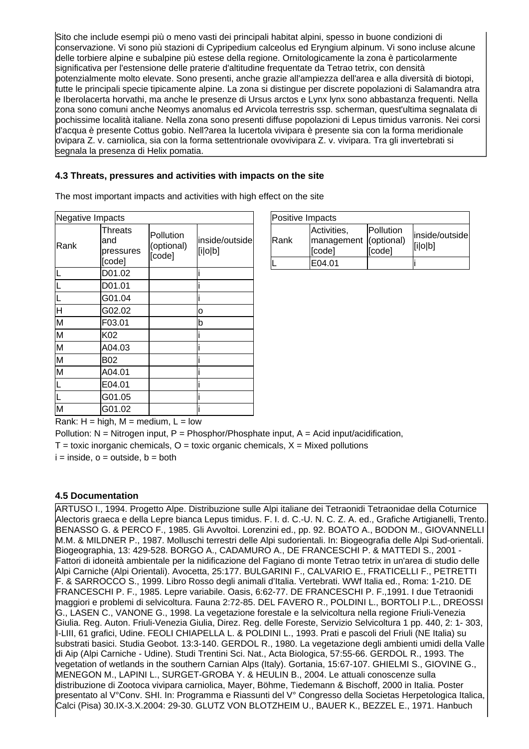Sito che include esempi più o meno vasti dei principali habitat alpini, spesso in buone condizioni di conservazione. Vi sono più stazioni di Cypripedium calceolus ed Eryngium alpinum. Vi sono incluse alcune delle torbiere alpine e subalpine più estese della regione. Ornitologicamente la zona è particolarmente significativa per l'estensione delle praterie d'altitudine frequentate da Tetrao tetrix, con densità potenzialmente molto elevate. Sono presenti, anche grazie all'ampiezza dell'area e alla diversità di biotopi, tutte le principali specie tipicamente alpine. La zona si distingue per discrete popolazioni di Salamandra atra e Iberolacerta horvathi, ma anche le presenze di Ursus arctos e Lynx lynx sono abbastanza frequenti. Nella zona sono comuni anche Neomys anomalus ed Arvicola terrestris ssp. scherman, quest'ultima segnalata di pochissime località italiane. Nella zona sono presenti diffuse popolazioni di Lepus timidus varronis. Nei corsi d'acqua è presente Cottus gobio. Nell?area la lucertola vivipara è presente sia con la forma meridionale ovipara Z. v. carniolica, sia con la forma settentrionale ovovivipara Z. v. vivipara. Tra gli invertebrati si segnala la presenza di Helix pomatia.

### 4.3 Threats, pressures and activities with impacts on the site

The most important impacts and activities with high effect on the site

Negative Impacts

| Rank | Threats and pressures [code] | Pollution (optional) [code] | inside/outside [i\|o\|b] |
|---|---|---|---|
| L | D01.02 | | i |
| L | D01.01 | | i |
| L | G01.04 | | i |
| H | G02.02 | | o |
| M | F03.01 | | b |
| M | K02 | | i |
| M | A04.03 | | i |
| M | B02 | | i |
| M | A04.01 | | i |
| L | E04.01 | | i |
| L | G01.05 | | i |
| M | G01.02 | | i |

Positive Impacts

| Rank | Activities, management [code] | Pollution (optional) [code] | inside/outside [i\|o\|b] |
|---|---|---|---|
| L | E04.01 | | i |

Rank: H = high, M = medium, L = low

Pollution: N = Nitrogen input, P = Phosphor/Phosphate input, A = Acid input/acidification,

T = toxic inorganic chemicals, O = toxic organic chemicals, X = Mixed pollutions

i = inside, o = outside, b = both

### 4.5 Documentation

ARTUSO I., 1994. Progetto Alpe. Distribuzione sulle Alpi italiane dei Tetraonidi Tetraonidae della Coturnice Alectoris graeca e della Lepre bianca Lepus timidus. F. I. d. C.-U. N. C. Z. A. ed., Grafiche Artigianelli, Trento. BENASSO G. & PERCO F., 1985. Gli Avvoltoi. Lorenzini ed., pp. 92. BOATO A., BODON M., GIOVANNELLI M.M. & MILDNER P., 1987. Molluschi terrestri delle Alpi sudorientali. In: Biogeografia delle Alpi Sud-orientali. Biogeographia, 13: 429-528. BORGO A., CADAMURO A., DE FRANCESCHI P. & MATTEDI S., 2001 - Fattori di idoneità ambientale per la nidificazione del Fagiano di monte Tetrao tetrix in un'area di studio delle Alpi Carniche (Alpi Orientali). Avocetta, 25:177. BULGARINI F., CALVARIO E., FRATICELLI F., PETRETTI F. & SARROCCO S., 1999. Libro Rosso degli animali d'Italia. Vertebrati. WWf Italia ed., Roma: 1-210. DE FRANCESCHI P. F., 1985. Lepre variabile. Oasis, 6:62-77. DE FRANCESCHI P. F.,1991. I due Tetraonidi maggiori e problemi di selvicoltura. Fauna 2:72-85. DEL FAVERO R., POLDINI L., BORTOLI P.L., DREOSSI G., LASEN C., VANONE G., 1998. La vegetazione forestale e la selvicoltura nella regione Friuli-Venezia Giulia. Reg. Auton. Friuli-Venezia Giulia, Direz. Reg. delle Foreste, Servizio Selvicoltura 1 pp. 440, 2: 1- 303, I-LIII, 61 grafici, Udine. FEOLI CHIAPELLA L. & POLDINI L., 1993. Prati e pascoli del Friuli (NE Italia) su substrati basici. Studia Geobot. 13:3-140. GERDOL R., 1980. La vegetazione degli ambienti umidi della Valle di Aip (Alpi Carniche - Udine). Studi Trentini Sci. Nat., Acta Biologica, 57:55-66. GERDOL R., 1993. The vegetation of wetlands in the southern Carnian Alps (Italy). Gortania, 15:67-107. GHIELMI S., GIOVINE G., MENEGON M., LAPINI L., SURGET-GROBA Y. & HEULIN B., 2004. Le attuali conoscenze sulla distribuzione di Zootoca vivipara carniolica, Mayer, Böhme, Tiedemann & Bischoff, 2000 in Italia. Poster presentato al V°Conv. SHI. In: Programma e Riassunti del V° Congresso della Societas Herpetologica Italica, Calci (Pisa) 30.IX-3.X.2004: 29-30. GLUTZ VON BLOTZHEIM U., BAUER K., BEZZEL E., 1971. Hanbuch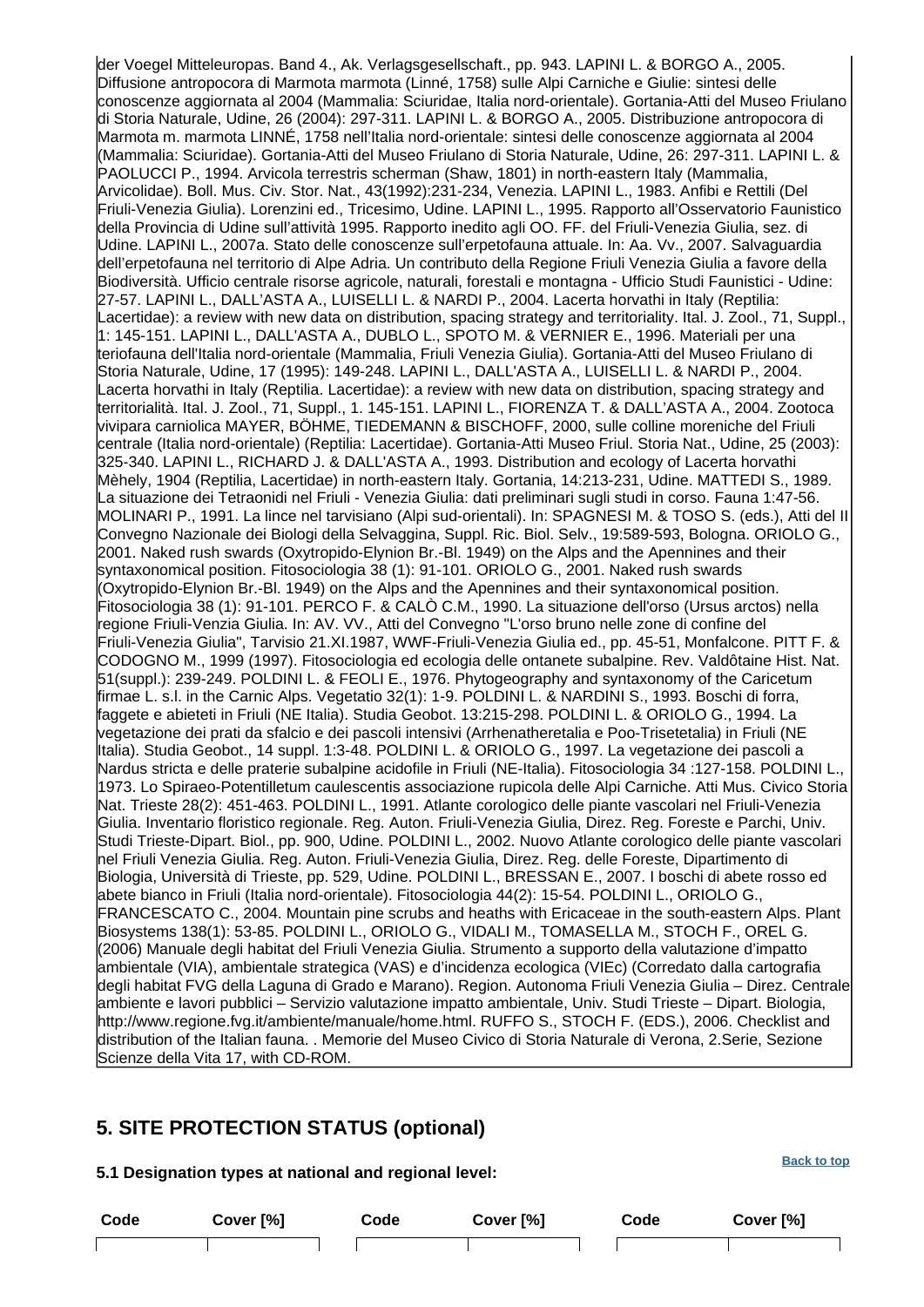der Voegel Mitteleuropas. Band 4., Ak. Verlagsgesellschaft., pp. 943. LAPINI L. & BORGO A., 2005. Diffusione antropocora di Marmota marmota (Linné, 1758) sulle Alpi Carniche e Giulie: sintesi delle conoscenze aggiornata al 2004 (Mammalia: Sciuridae, Italia nord-orientale). Gortania-Atti del Museo Friulano di Storia Naturale, Udine, 26 (2004): 297-311. LAPINI L. & BORGO A., 2005. Distribuzione antropocora di Marmota m. marmota LINNÉ, 1758 nell'Italia nord-orientale: sintesi delle conoscenze aggiornata al 2004 (Mammalia: Sciuridae). Gortania-Atti del Museo Friulano di Storia Naturale, Udine, 26: 297-311. LAPINI L. & PAOLUCCI P., 1994. Arvicola terrestris scherman (Shaw, 1801) in north-eastern Italy (Mammalia, Arvicolidae). Boll. Mus. Civ. Stor. Nat., 43(1992):231-234, Venezia. LAPINI L., 1983. Anfibi e Rettili (Del Friuli-Venezia Giulia). Lorenzini ed., Tricesimo, Udine. LAPINI L., 1995. Rapporto all'Osservatorio Faunistico della Provincia di Udine sull'attività 1995. Rapporto inedito agli OO. FF. del Friuli-Venezia Giulia, sez. di Udine. LAPINI L., 2007a. Stato delle conoscenze sull'erpetofauna attuale. In: Aa. Vv., 2007. Salvaguardia dell'erpetofauna nel territorio di Alpe Adria. Un contributo della Regione Friuli Venezia Giulia a favore della Biodiversità. Ufficio centrale risorse agricole, naturali, forestali e montagna - Ufficio Studi Faunistici - Udine: 27-57. LAPINI L., DALL'ASTA A., LUISELLI L. & NARDI P., 2004. Lacerta horvathi in Italy (Reptilia: Lacertidae): a review with new data on distribution, spacing strategy and territoriality. Ital. J. Zool., 71, Suppl., 1: 145-151. LAPINI L., DALL'ASTA A., DUBLO L., SPOTO M. & VERNIER E., 1996. Materiali per una teriofauna dell'Italia nord-orientale (Mammalia, Friuli Venezia Giulia). Gortania-Atti del Museo Friulano di Storia Naturale, Udine, 17 (1995): 149-248. LAPINI L., DALL'ASTA A., LUISELLI L. & NARDI P., 2004. Lacerta horvathi in Italy (Reptilia. Lacertidae): a review with new data on distribution, spacing strategy and territorialità. Ital. J. Zool., 71, Suppl., 1. 145-151. LAPINI L., FIORENZA T. & DALL'ASTA A., 2004. Zootoca vivipara carniolica MAYER, BÖHME, TIEDEMANN & BISCHOFF, 2000, sulle colline moreniche del Friuli centrale (Italia nord-orientale) (Reptilia: Lacertidae). Gortania-Atti Museo Friul. Storia Nat., Udine, 25 (2003): 325-340. LAPINI L., RICHARD J. & DALL'ASTA A., 1993. Distribution and ecology of Lacerta horvathi Mèhely, 1904 (Reptilia, Lacertidae) in north-eastern Italy. Gortania, 14:213-231, Udine. MATTEDI S., 1989. La situazione dei Tetraonidi nel Friuli - Venezia Giulia: dati preliminari sugli studi in corso. Fauna 1:47-56. MOLINARI P., 1991. La lince nel tarvisiano (Alpi sud-orientali). In: SPAGNESI M. & TOSO S. (eds.), Atti del II Convegno Nazionale dei Biologi della Selvaggina, Suppl. Ric. Biol. Selv., 19:589-593, Bologna. ORIOLO G., 2001. Naked rush swards (Oxytropido-Elynion Br.-Bl. 1949) on the Alps and the Apennines and their syntaxonomical position. Fitosociologia 38 (1): 91-101. ORIOLO G., 2001. Naked rush swards (Oxytropido-Elynion Br.-Bl. 1949) on the Alps and the Apennines and their syntaxonomical position. Fitosociologia 38 (1): 91-101. PERCO F. & CALÒ C.M., 1990. La situazione dell'orso (Ursus arctos) nella regione Friuli-Venzia Giulia. In: AV. VV., Atti del Convegno "L'orso bruno nelle zone di confine del Friuli-Venezia Giulia", Tarvisio 21.XI.1987, WWF-Friuli-Venezia Giulia ed., pp. 45-51, Monfalcone. PITT F. & CODOGNO M., 1999 (1997). Fitosociologia ed ecologia delle ontanete subalpine. Rev. Valdôtaine Hist. Nat. 51(suppl.): 239-249. POLDINI L. & FEOLI E., 1976. Phytogeography and syntaxonomy of the Caricetum firmae L. s.l. in the Carnic Alps. Vegetatio 32(1): 1-9. POLDINI L. & NARDINI S., 1993. Boschi di forra, faggete e abieteti in Friuli (NE Italia). Studia Geobot. 13:215-298. POLDINI L. & ORIOLO G., 1994. La vegetazione dei prati da sfalcio e dei pascoli intensivi (Arrhenatheretalia e Poo-Trisetetalia) in Friuli (NE Italia). Studia Geobot., 14 suppl. 1:3-48. POLDINI L. & ORIOLO G., 1997. La vegetazione dei pascoli a Nardus stricta e delle praterie subalpine acidofile in Friuli (NE-Italia). Fitosociologia 34 :127-158. POLDINI L., 1973. Lo Spiraeo-Potentilletum caulescentis associazione rupicola delle Alpi Carniche. Atti Mus. Civico Storia Nat. Trieste 28(2): 451-463. POLDINI L., 1991. Atlante corologico delle piante vascolari nel Friuli-Venezia Giulia. Inventario floristico regionale. Reg. Auton. Friuli-Venezia Giulia, Direz. Reg. Foreste e Parchi, Univ. Studi Trieste-Dipart. Biol., pp. 900, Udine. POLDINI L., 2002. Nuovo Atlante corologico delle piante vascolari nel Friuli Venezia Giulia. Reg. Auton. Friuli-Venezia Giulia, Direz. Reg. delle Foreste, Dipartimento di Biologia, Università di Trieste, pp. 529, Udine. POLDINI L., BRESSAN E., 2007. I boschi di abete rosso ed abete bianco in Friuli (Italia nord-orientale). Fitosociologia 44(2): 15-54. POLDINI L., ORIOLO G., FRANCESCATO C., 2004. Mountain pine scrubs and heaths with Ericaceae in the south-eastern Alps. Plant Biosystems 138(1): 53-85. POLDINI L., ORIOLO G., VIDALI M., TOMASELLA M., STOCH F., OREL G. (2006) Manuale degli habitat del Friuli Venezia Giulia. Strumento a supporto della valutazione d'impatto ambientale (VIA), ambientale strategica (VAS) e d'incidenza ecologica (VIEc) (Corredato dalla cartografia degli habitat FVG della Laguna di Grado e Marano). Region. Autonoma Friuli Venezia Giulia – Direz. Centrale ambiente e lavori pubblici – Servizio valutazione impatto ambientale, Univ. Studi Trieste – Dipart. Biologia, http://www.regione.fvg.it/ambiente/manuale/home.html. RUFFO S., STOCH F. (EDS.), 2006. Checklist and distribution of the Italian fauna. . Memorie del Museo Civico di Storia Naturale di Verona, 2.Serie, Sezione Scienze della Vita 17, with CD-ROM.

## 5. SITE PROTECTION STATUS (optional)

Back to top

**5.1 Designation types at national and regional level:**

| Code | Cover [%] | Code | Cover [%] | Code | Cover [%] |
|---|---|---|---|---|---|
| | | | | | |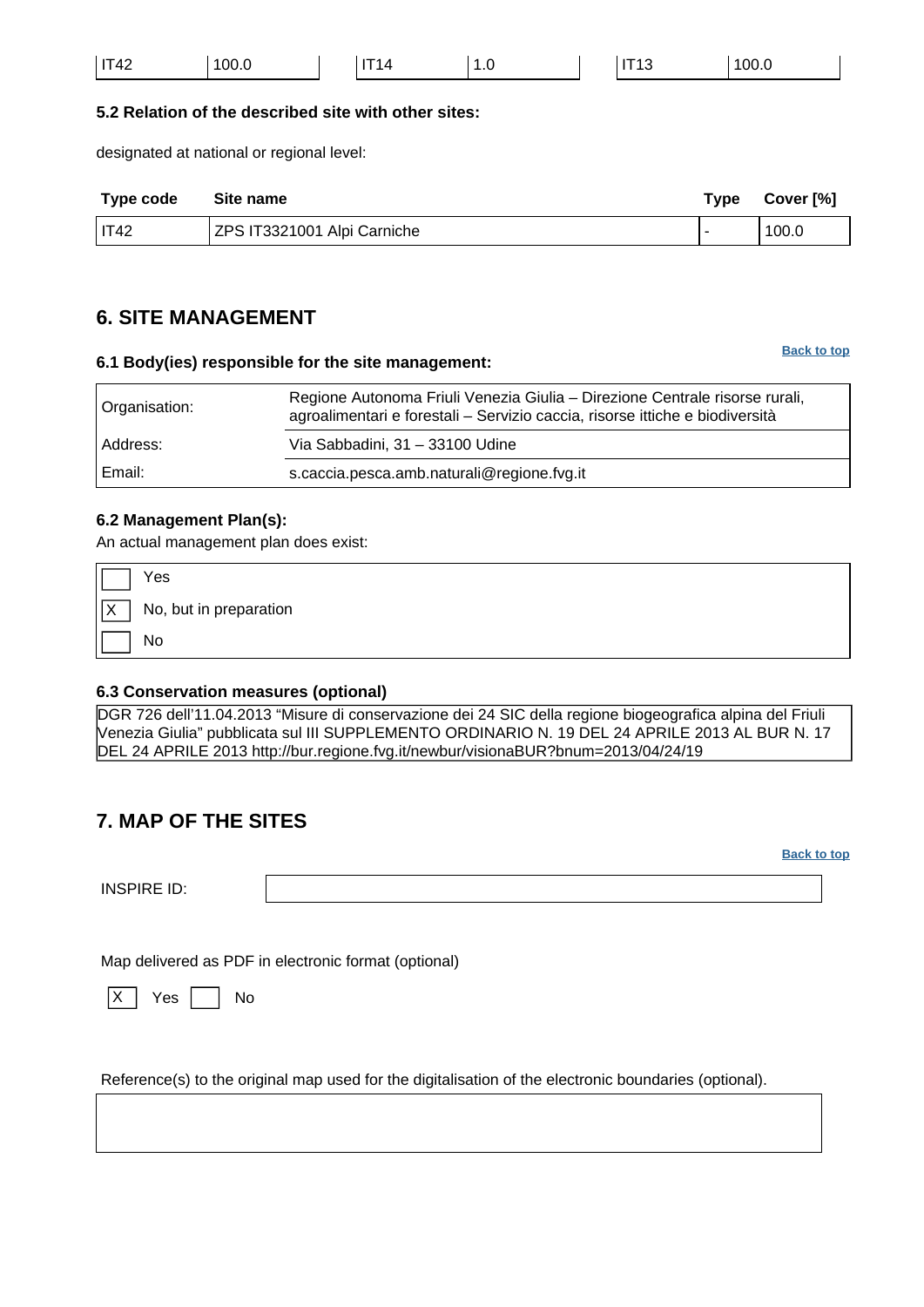| | | | | | |
|---|---|---|---|---|---|
| IT42 | 100.0 | IT14 | 1.0 | IT13 | 100.0 |

### 5.2 Relation of the described site with other sites:

designated at national or regional level:

| Type code | Site name | Type | Cover [%] |
|---|---|---|---|
| IT42 | ZPS IT3321001 Alpi Carniche | - | 100.0 |

## 6. SITE MANAGEMENT

Back to top

### 6.1 Body(ies) responsible for the site management:

| | |
|---|---|
| Organisation: | Regione Autonoma Friuli Venezia Giulia – Direzione Centrale risorse rurali, agroalimentari e forestali – Servizio caccia, risorse ittiche e biodiversità |
| Address: | Via Sabbadini, 31 – 33100 Udine |
| Email: | s.caccia.pesca.amb.naturali@regione.fvg.it |

### 6.2 Management Plan(s):

An actual management plan does exist:

- [ ] Yes
- [X] No, but in preparation
- [ ] No

### 6.3 Conservation measures (optional)

DGR 726 dell'11.04.2013 "Misure di conservazione dei 24 SIC della regione biogeografica alpina del Friuli Venezia Giulia" pubblicata sul III SUPPLEMENTO ORDINARIO N. 19 DEL 24 APRILE 2013 AL BUR N. 17 DEL 24 APRILE 2013 http://bur.regione.fvg.it/newbur/visionaBUR?bnum=2013/04/24/19

## 7. MAP OF THE SITES

Back to top

INSPIRE ID:

Map delivered as PDF in electronic format (optional)

[X] Yes [ ] No

Reference(s) to the original map used for the digitalisation of the electronic boundaries (optional).